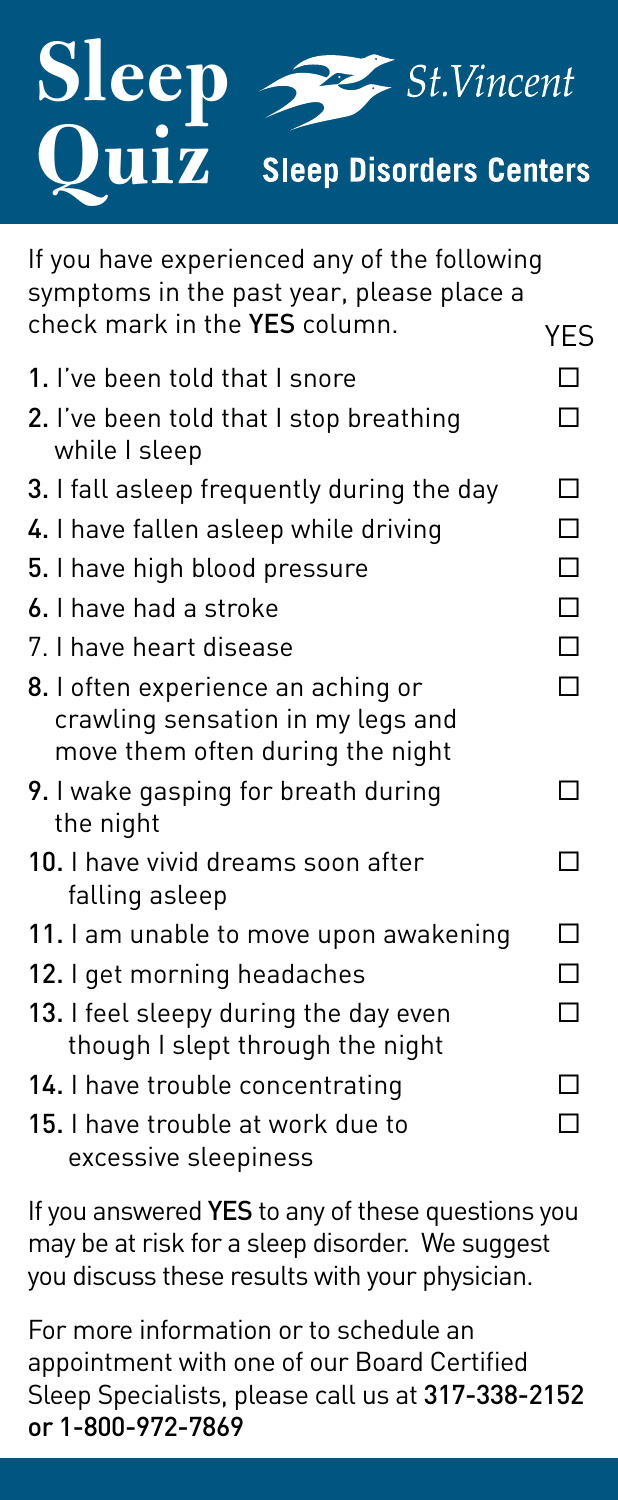# Sleep Quiz

St.Vincent

**Sleep Disorders Centers**

If you have experienced any of the following symptoms in the past year, please place a check mark in the **YES** column.

| | YES |
|---|---|
| **1.** I've been told that I snore | ☐ |
| **2.** I've been told that I stop breathing while I sleep | ☐ |
| **3.** I fall asleep frequently during the day | ☐ |
| **4.** I have fallen asleep while driving | ☐ |
| **5.** I have high blood pressure | ☐ |
| **6.** I have had a stroke | ☐ |
| 7. I have heart disease | ☐ |
| **8.** I often experience an aching or crawling sensation in my legs and move them often during the night | ☐ |
| **9.** I wake gasping for breath during the night | ☐ |
| **10.** I have vivid dreams soon after falling asleep | ☐ |
| **11.** I am unable to move upon awakening | ☐ |
| **12.** I get morning headaches | ☐ |
| **13.** I feel sleepy during the day even though I slept through the night | ☐ |
| **14.** I have trouble concentrating | ☐ |
| **15.** I have trouble at work due to excessive sleepiness | ☐ |

If you answered **YES** to any of these questions you may be at risk for a sleep disorder. We suggest you discuss these results with your physician.

For more information or to schedule an appointment with one of our Board Certified Sleep Specialists, please call us at **317-338-2152 or 1-800-972-7869**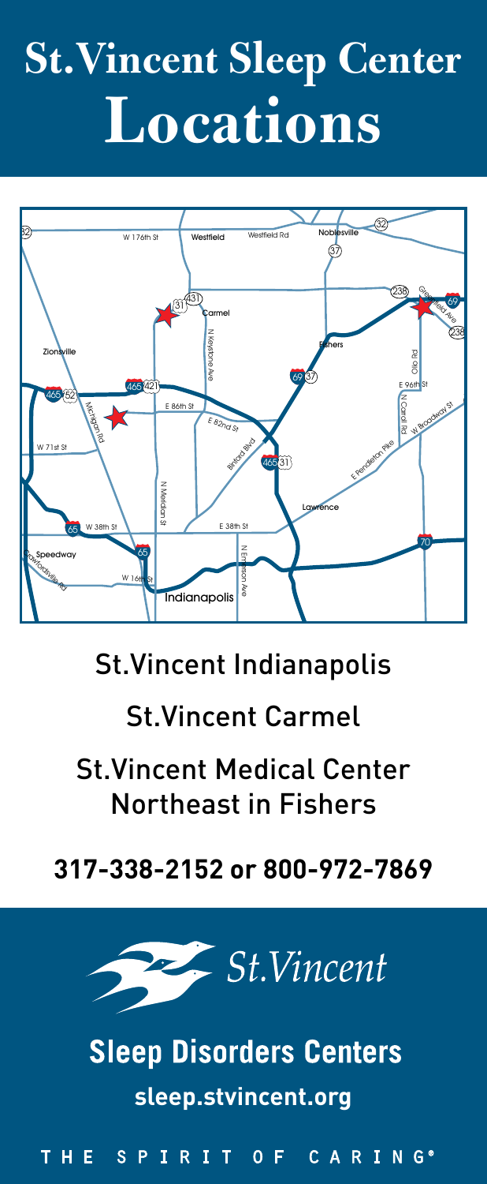# St.Vincent Sleep Center Locations

W 176th St
Westfield
Westfield Rd
Noblesville
32
37
431
31
Carmel
238
Greenfield Ave
69
238
N Keystone Ave
Fishers
Zionsville
69
37
Olio Rd
E 96th St
465
52
465
421
Michigan Rd
E 86th St
N Carroll Rd
W Broadway St
E 82nd St
W 71st St
Binford Blvd
465
31
E Pendleton Pike
N Meridian St
Lawrence
65
W 38th St
E 38th St
70
Speedway
65
Crawfordsville Rd
W 16th St
N Emerson Ave
Indianapolis

St.Vincent Indianapolis

St.Vincent Carmel

St.Vincent Medical Center Northeast in Fishers

**317-338-2152 or 800-972-7869**

St.Vincent

**Sleep Disorders Centers**

**sleep.stvincent.org**

THE SPIRIT OF CARING®